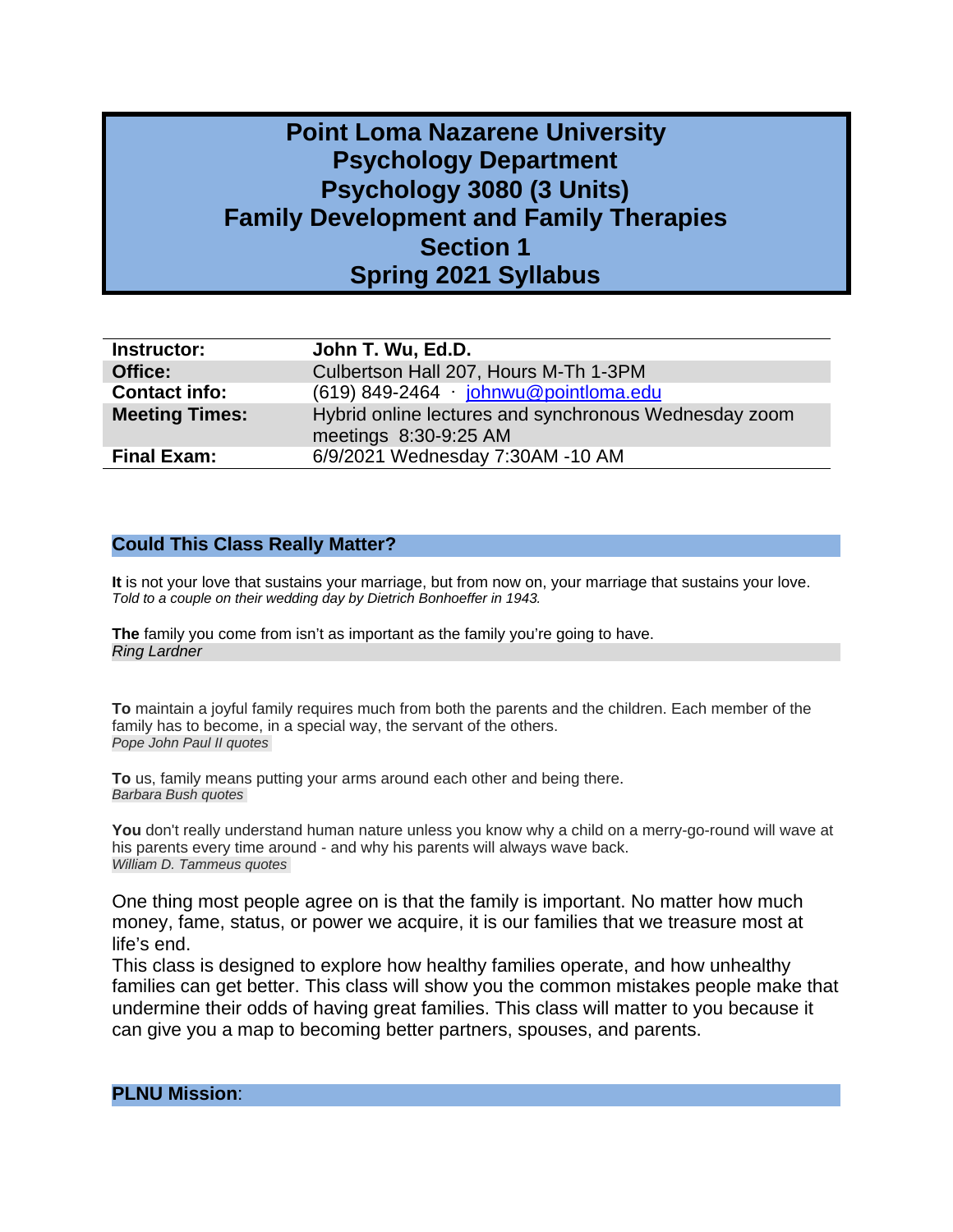# Point Loma Nazarene University
# Psychology Department
# Psychology 3080 (3 Units)
# Family Development and Family Therapies
# Section 1
# Spring 2021 Syllabus

| | |
|---|---|
| **Instructor:** | **John T. Wu, Ed.D.** |
| **Office:** | Culbertson Hall 207, Hours M-Th 1-3PM |
| **Contact info:** | (619) 849-2464 · johnwu@pointloma.edu |
| **Meeting Times:** | Hybrid online lectures and synchronous Wednesday zoom meetings 8:30-9:25 AM |
| **Final Exam:** | 6/9/2021 Wednesday 7:30AM -10 AM |

## Could This Class Really Matter?

**It** is not your love that sustains your marriage, but from now on, your marriage that sustains your love.
*Told to a couple on their wedding day by Dietrich Bonhoeffer in 1943.*

**The** family you come from isn't as important as the family you're going to have.
*Ring Lardner*

**To** maintain a joyful family requires much from both the parents and the children. Each member of the family has to become, in a special way, the servant of the others.
*Pope John Paul II quotes*

**To** us, family means putting your arms around each other and being there.
*Barbara Bush quotes*

**You** don't really understand human nature unless you know why a child on a merry-go-round will wave at his parents every time around - and why his parents will always wave back.
*William D. Tammeus quotes*

One thing most people agree on is that the family is important. No matter how much money, fame, status, or power we acquire, it is our families that we treasure most at life's end.
This class is designed to explore how healthy families operate, and how unhealthy families can get better. This class will show you the common mistakes people make that undermine their odds of having great families. This class will matter to you because it can give you a map to becoming better partners, spouses, and parents.

## PLNU Mission: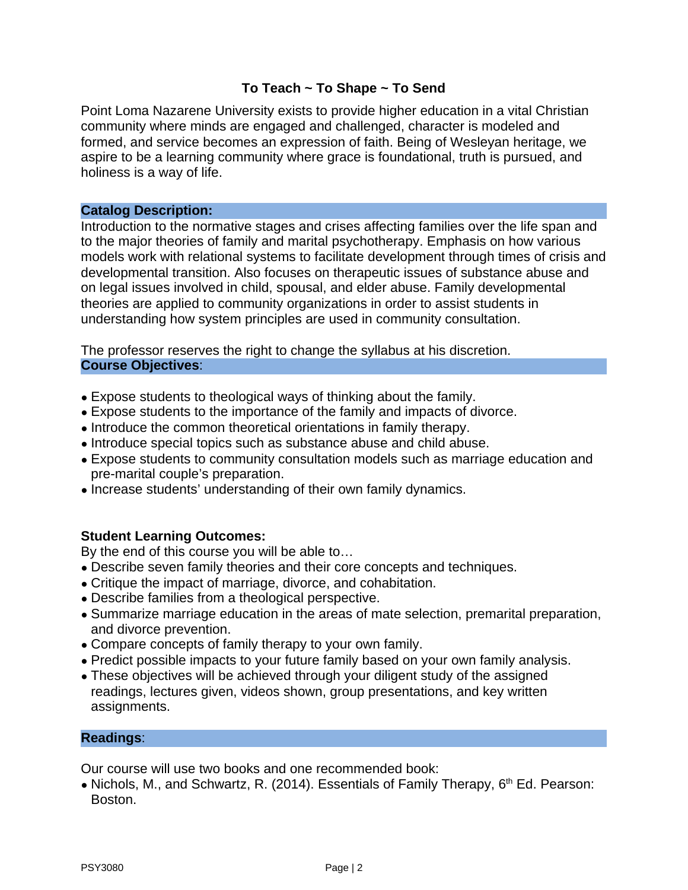**To Teach ~ To Shape ~ To Send**

Point Loma Nazarene University exists to provide higher education in a vital Christian community where minds are engaged and challenged, character is modeled and formed, and service becomes an expression of faith. Being of Wesleyan heritage, we aspire to be a learning community where grace is foundational, truth is pursued, and holiness is a way of life.

## Catalog Description:

Introduction to the normative stages and crises affecting families over the life span and to the major theories of family and marital psychotherapy. Emphasis on how various models work with relational systems to facilitate development through times of crisis and developmental transition. Also focuses on therapeutic issues of substance abuse and on legal issues involved in child, spousal, and elder abuse. Family developmental theories are applied to community organizations in order to assist students in understanding how system principles are used in community consultation.

The professor reserves the right to change the syllabus at his discretion.

## Course Objectives:

- Expose students to theological ways of thinking about the family.
- Expose students to the importance of the family and impacts of divorce.
- Introduce the common theoretical orientations in family therapy.
- Introduce special topics such as substance abuse and child abuse.
- Expose students to community consultation models such as marriage education and pre-marital couple's preparation.
- Increase students' understanding of their own family dynamics.

## Student Learning Outcomes:

By the end of this course you will be able to…

- Describe seven family theories and their core concepts and techniques.
- Critique the impact of marriage, divorce, and cohabitation.
- Describe families from a theological perspective.
- Summarize marriage education in the areas of mate selection, premarital preparation, and divorce prevention.
- Compare concepts of family therapy to your own family.
- Predict possible impacts to your future family based on your own family analysis.
- These objectives will be achieved through your diligent study of the assigned readings, lectures given, videos shown, group presentations, and key written assignments.

## Readings:

Our course will use two books and one recommended book:

- Nichols, M., and Schwartz, R. (2014). Essentials of Family Therapy, 6th Ed. Pearson: Boston.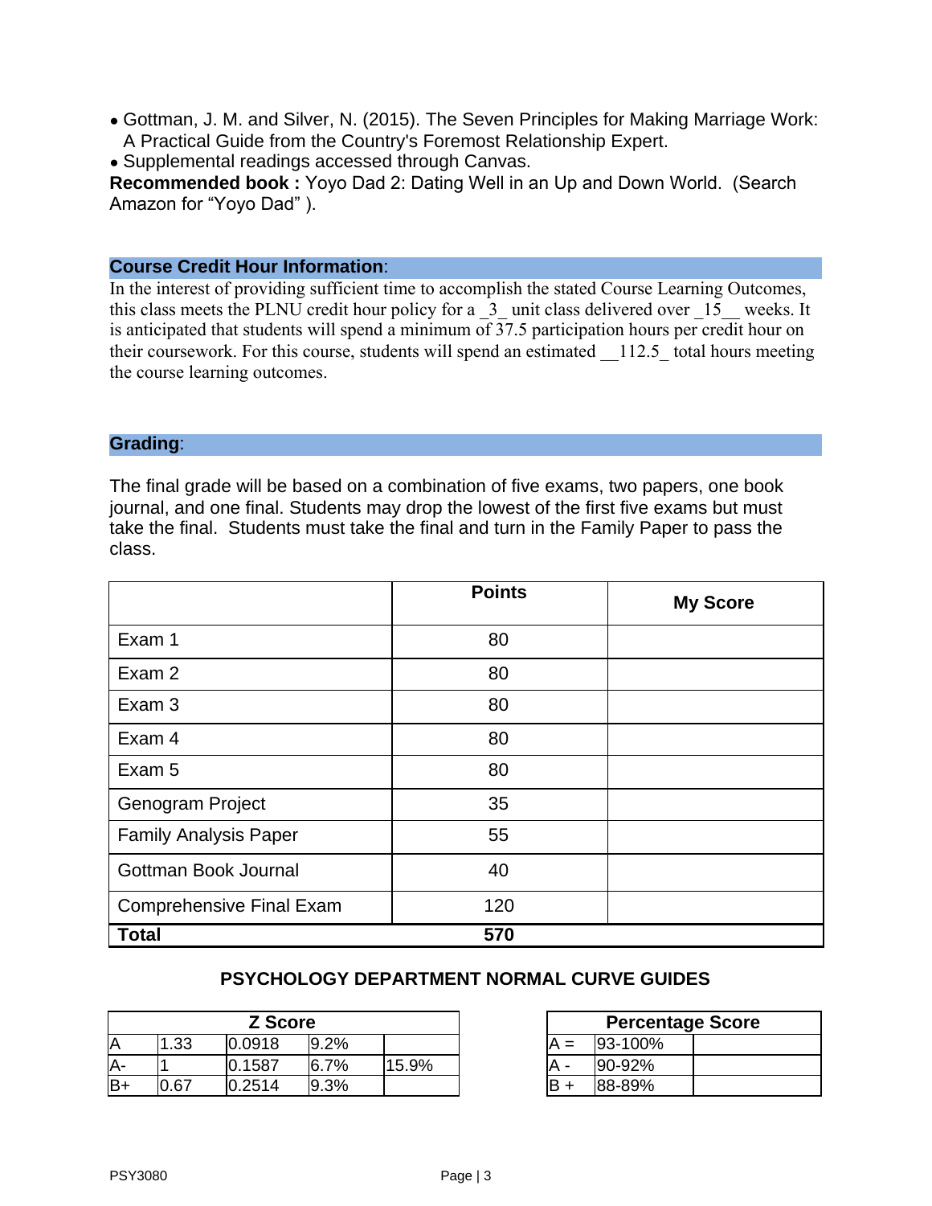- Gottman, J. M. and Silver, N. (2015). The Seven Principles for Making Marriage Work: A Practical Guide from the Country's Foremost Relationship Expert.
- Supplemental readings accessed through Canvas.

**Recommended book :** Yoyo Dad 2: Dating Well in an Up and Down World. (Search Amazon for "Yoyo Dad" ).

## Course Credit Hour Information:

In the interest of providing sufficient time to accomplish the stated Course Learning Outcomes, this class meets the PLNU credit hour policy for a _3_ unit class delivered over _15__ weeks. It is anticipated that students will spend a minimum of 37.5 participation hours per credit hour on their coursework. For this course, students will spend an estimated __112.5_ total hours meeting the course learning outcomes.

## Grading:

The final grade will be based on a combination of five exams, two papers, one book journal, and one final. Students may drop the lowest of the first five exams but must take the final. Students must take the final and turn in the Family Paper to pass the class.

| | Points | My Score |
|---|---|---|
| Exam 1 | 80 | |
| Exam 2 | 80 | |
| Exam 3 | 80 | |
| Exam 4 | 80 | |
| Exam 5 | 80 | |
| Genogram Project | 35 | |
| Family Analysis Paper | 55 | |
| Gottman Book Journal | 40 | |
| Comprehensive Final Exam | 120 | |
| **Total** | **570** | |

### PSYCHOLOGY DEPARTMENT NORMAL CURVE GUIDES

| Z Score | | | | |
|---|---|---|---|---|
| A | 1.33 | 0.0918 | 9.2% | |
| A- | 1 | 0.1587 | 6.7% | 15.9% |
| B+ | 0.67 | 0.2514 | 9.3% | |

| Percentage Score | | |
|---|---|---|
| A = | 93-100% | |
| A - | 90-92% | |
| B + | 88-89% | |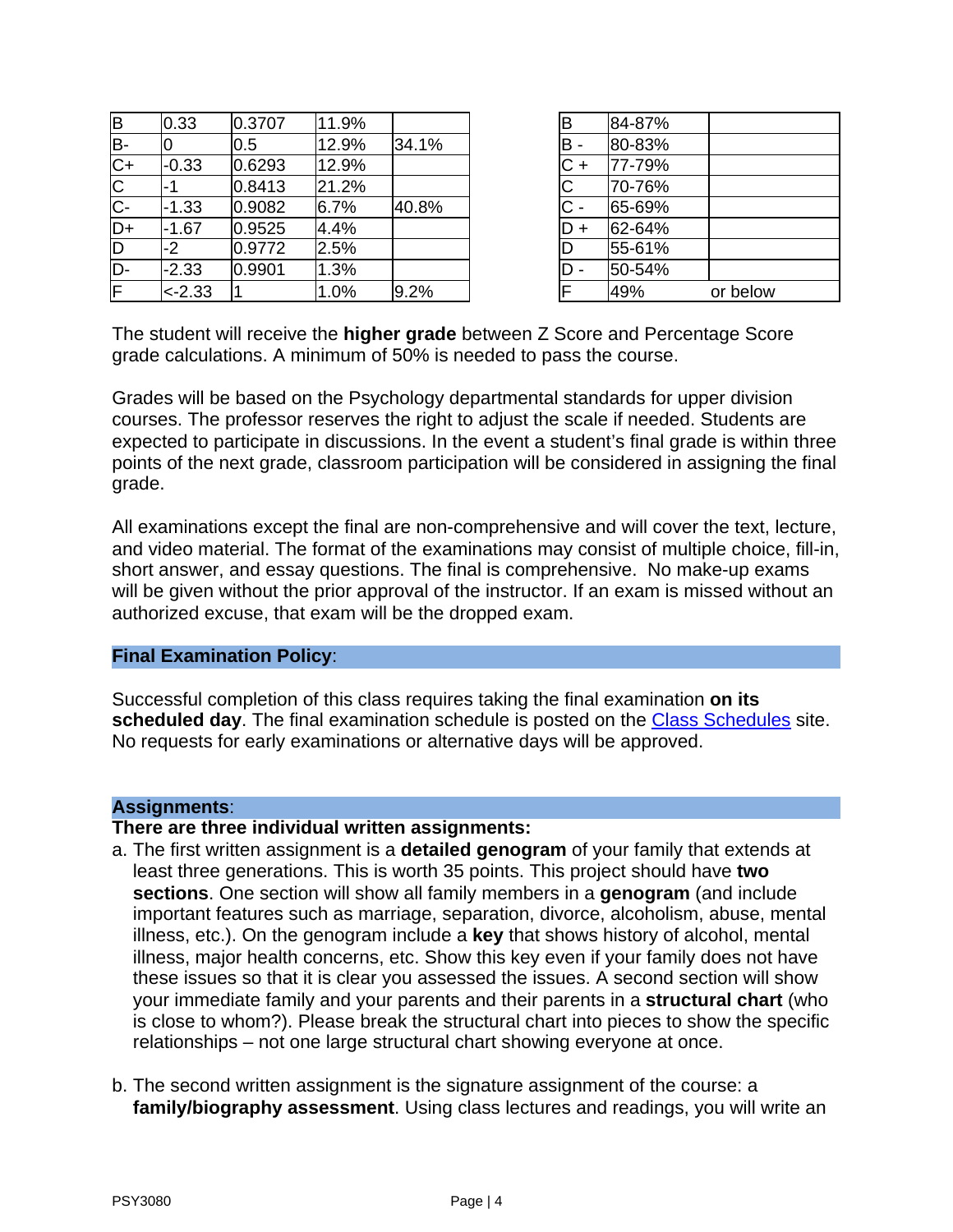| B | 0.33 | 0.3707 | 11.9% | |
|---|---|---|---|---|
| B- | 0 | 0.5 | 12.9% | 34.1% |
| C+ | -0.33 | 0.6293 | 12.9% | |
| C | -1 | 0.8413 | 21.2% | |
| C- | -1.33 | 0.9082 | 6.7% | 40.8% |
| D+ | -1.67 | 0.9525 | 4.4% | |
| D | -2 | 0.9772 | 2.5% | |
| D- | -2.33 | 0.9901 | 1.3% | |
| F | <-2.33 | 1 | 1.0% | 9.2% |

| B | 84-87% | |
|---|---|---|
| B - | 80-83% | |
| C + | 77-79% | |
| C | 70-76% | |
| C - | 65-69% | |
| D + | 62-64% | |
| D | 55-61% | |
| D - | 50-54% | |
| F | 49% | or below |

The student will receive the **higher grade** between Z Score and Percentage Score grade calculations. A minimum of 50% is needed to pass the course.

Grades will be based on the Psychology departmental standards for upper division courses. The professor reserves the right to adjust the scale if needed. Students are expected to participate in discussions. In the event a student's final grade is within three points of the next grade, classroom participation will be considered in assigning the final grade.

All examinations except the final are non-comprehensive and will cover the text, lecture, and video material. The format of the examinations may consist of multiple choice, fill-in, short answer, and essay questions. The final is comprehensive. No make-up exams will be given without the prior approval of the instructor. If an exam is missed without an authorized excuse, that exam will be the dropped exam.

## Final Examination Policy:

Successful completion of this class requires taking the final examination **on its scheduled day**. The final examination schedule is posted on the Class Schedules site. No requests for early examinations or alternative days will be approved.

## Assignments:

**There are three individual written assignments:**

a. The first written assignment is a **detailed genogram** of your family that extends at least three generations. This is worth 35 points. This project should have **two sections**. One section will show all family members in a **genogram** (and include important features such as marriage, separation, divorce, alcoholism, abuse, mental illness, etc.). On the genogram include a **key** that shows history of alcohol, mental illness, major health concerns, etc. Show this key even if your family does not have these issues so that it is clear you assessed the issues. A second section will show your immediate family and your parents and their parents in a **structural chart** (who is close to whom?). Please break the structural chart into pieces to show the specific relationships – not one large structural chart showing everyone at once.

b. The second written assignment is the signature assignment of the course: a **family/biography assessment**. Using class lectures and readings, you will write an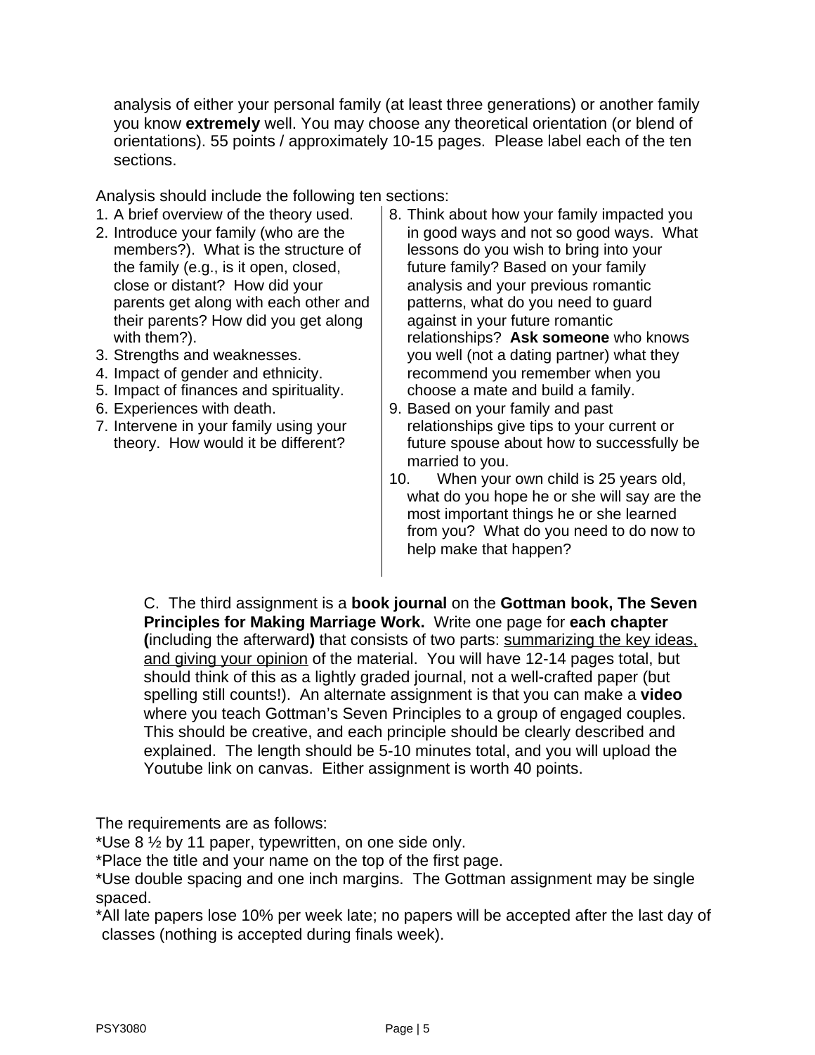analysis of either your personal family (at least three generations) or another family you know **extremely** well. You may choose any theoretical orientation (or blend of orientations). 55 points / approximately 10-15 pages. Please label each of the ten sections.

Analysis should include the following ten sections:

1. A brief overview of the theory used.
2. Introduce your family (who are the members?). What is the structure of the family (e.g., is it open, closed, close or distant? How did your parents get along with each other and their parents? How did you get along with them?).
3. Strengths and weaknesses.
4. Impact of gender and ethnicity.
5. Impact of finances and spirituality.
6. Experiences with death.
7. Intervene in your family using your theory. How would it be different?
8. Think about how your family impacted you in good ways and not so good ways. What lessons do you wish to bring into your future family? Based on your family analysis and your previous romantic patterns, what do you need to guard against in your future romantic relationships? **Ask someone** who knows you well (not a dating partner) what they recommend you remember when you choose a mate and build a family.
9. Based on your family and past relationships give tips to your current or future spouse about how to successfully be married to you.
10. When your own child is 25 years old, what do you hope he or she will say are the most important things he or she learned from you? What do you need to do now to help make that happen?

C. The third assignment is a **book journal** on the **Gottman book, The Seven Principles for Making Marriage Work.** Write one page for **each chapter (**including the afterward**)** that consists of two parts: <u>summarizing the key ideas, and giving your opinion</u> of the material. You will have 12-14 pages total, but should think of this as a lightly graded journal, not a well-crafted paper (but spelling still counts!). An alternate assignment is that you can make a **video** where you teach Gottman's Seven Principles to a group of engaged couples. This should be creative, and each principle should be clearly described and explained. The length should be 5-10 minutes total, and you will upload the Youtube link on canvas. Either assignment is worth 40 points.

The requirements are as follows:

*Use 8 ½ by 11 paper, typewritten, on one side only.

*Place the title and your name on the top of the first page.

*Use double spacing and one inch margins. The Gottman assignment may be single spaced.

*All late papers lose 10% per week late; no papers will be accepted after the last day of classes (nothing is accepted during finals week).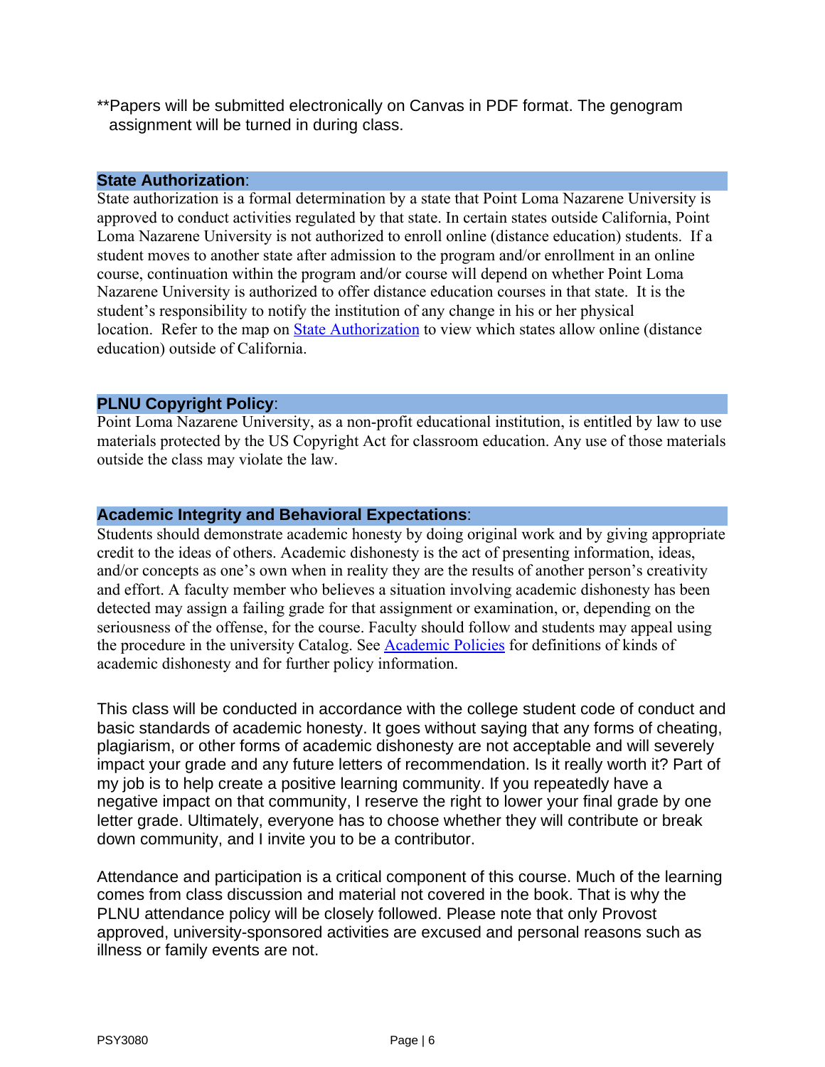**Papers will be submitted electronically on Canvas in PDF format. The genogram assignment will be turned in during class.

## State Authorization:

State authorization is a formal determination by a state that Point Loma Nazarene University is approved to conduct activities regulated by that state. In certain states outside California, Point Loma Nazarene University is not authorized to enroll online (distance education) students. If a student moves to another state after admission to the program and/or enrollment in an online course, continuation within the program and/or course will depend on whether Point Loma Nazarene University is authorized to offer distance education courses in that state. It is the student's responsibility to notify the institution of any change in his or her physical location. Refer to the map on State Authorization to view which states allow online (distance education) outside of California.

## PLNU Copyright Policy:

Point Loma Nazarene University, as a non-profit educational institution, is entitled by law to use materials protected by the US Copyright Act for classroom education. Any use of those materials outside the class may violate the law.

## Academic Integrity and Behavioral Expectations:

Students should demonstrate academic honesty by doing original work and by giving appropriate credit to the ideas of others. Academic dishonesty is the act of presenting information, ideas, and/or concepts as one's own when in reality they are the results of another person's creativity and effort. A faculty member who believes a situation involving academic dishonesty has been detected may assign a failing grade for that assignment or examination, or, depending on the seriousness of the offense, for the course. Faculty should follow and students may appeal using the procedure in the university Catalog. See Academic Policies for definitions of kinds of academic dishonesty and for further policy information.

This class will be conducted in accordance with the college student code of conduct and basic standards of academic honesty. It goes without saying that any forms of cheating, plagiarism, or other forms of academic dishonesty are not acceptable and will severely impact your grade and any future letters of recommendation. Is it really worth it? Part of my job is to help create a positive learning community. If you repeatedly have a negative impact on that community, I reserve the right to lower your final grade by one letter grade. Ultimately, everyone has to choose whether they will contribute or break down community, and I invite you to be a contributor.

Attendance and participation is a critical component of this course. Much of the learning comes from class discussion and material not covered in the book. That is why the PLNU attendance policy will be closely followed. Please note that only Provost approved, university-sponsored activities are excused and personal reasons such as illness or family events are not.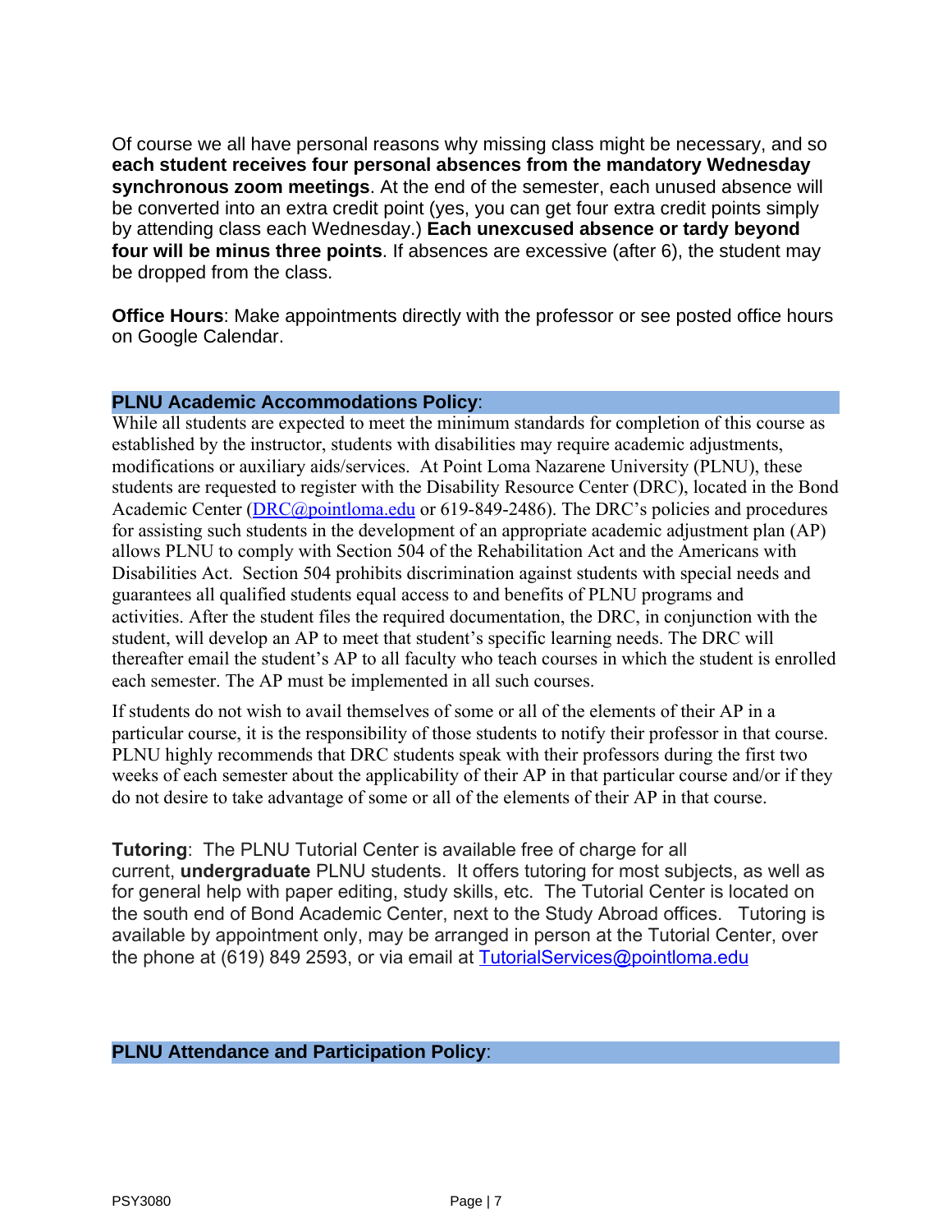Of course we all have personal reasons why missing class might be necessary, and so **each student receives four personal absences from the mandatory Wednesday synchronous zoom meetings**. At the end of the semester, each unused absence will be converted into an extra credit point (yes, you can get four extra credit points simply by attending class each Wednesday.) **Each unexcused absence or tardy beyond four will be minus three points**. If absences are excessive (after 6), the student may be dropped from the class.

**Office Hours**: Make appointments directly with the professor or see posted office hours on Google Calendar.

## PLNU Academic Accommodations Policy:

While all students are expected to meet the minimum standards for completion of this course as established by the instructor, students with disabilities may require academic adjustments, modifications or auxiliary aids/services. At Point Loma Nazarene University (PLNU), these students are requested to register with the Disability Resource Center (DRC), located in the Bond Academic Center (DRC@pointloma.edu or 619-849-2486). The DRC's policies and procedures for assisting such students in the development of an appropriate academic adjustment plan (AP) allows PLNU to comply with Section 504 of the Rehabilitation Act and the Americans with Disabilities Act. Section 504 prohibits discrimination against students with special needs and guarantees all qualified students equal access to and benefits of PLNU programs and activities. After the student files the required documentation, the DRC, in conjunction with the student, will develop an AP to meet that student's specific learning needs. The DRC will thereafter email the student's AP to all faculty who teach courses in which the student is enrolled each semester. The AP must be implemented in all such courses.

If students do not wish to avail themselves of some or all of the elements of their AP in a particular course, it is the responsibility of those students to notify their professor in that course. PLNU highly recommends that DRC students speak with their professors during the first two weeks of each semester about the applicability of their AP in that particular course and/or if they do not desire to take advantage of some or all of the elements of their AP in that course.

**Tutoring**: The PLNU Tutorial Center is available free of charge for all current, **undergraduate** PLNU students. It offers tutoring for most subjects, as well as for general help with paper editing, study skills, etc. The Tutorial Center is located on the south end of Bond Academic Center, next to the Study Abroad offices. Tutoring is available by appointment only, may be arranged in person at the Tutorial Center, over the phone at (619) 849 2593, or via email at TutorialServices@pointloma.edu

## PLNU Attendance and Participation Policy: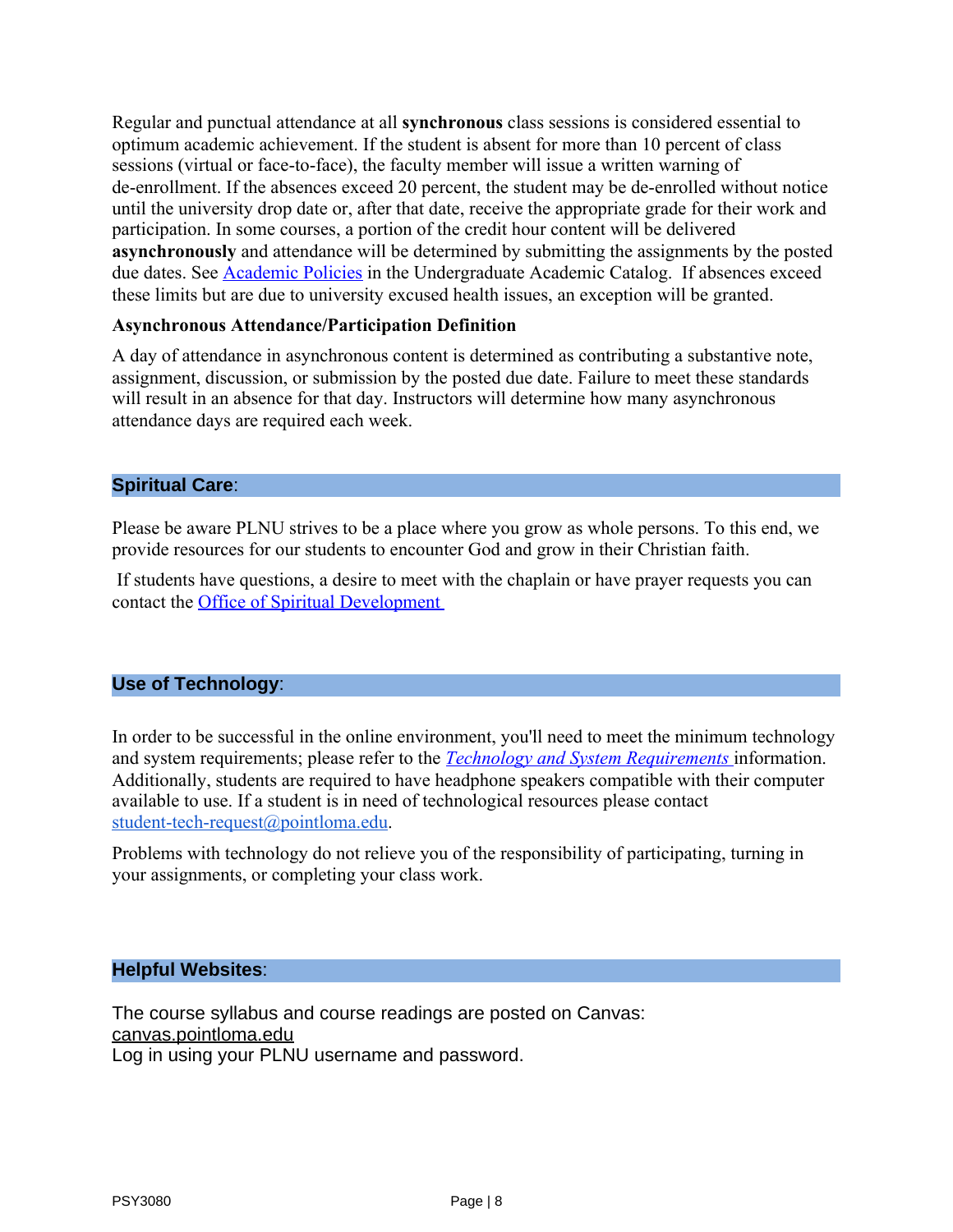Regular and punctual attendance at all **synchronous** class sessions is considered essential to optimum academic achievement. If the student is absent for more than 10 percent of class sessions (virtual or face-to-face), the faculty member will issue a written warning of de-enrollment. If the absences exceed 20 percent, the student may be de-enrolled without notice until the university drop date or, after that date, receive the appropriate grade for their work and participation. In some courses, a portion of the credit hour content will be delivered **asynchronously** and attendance will be determined by submitting the assignments by the posted due dates. See [Academic Policies](#) in the Undergraduate Academic Catalog. If absences exceed these limits but are due to university excused health issues, an exception will be granted.

**Asynchronous Attendance/Participation Definition**

A day of attendance in asynchronous content is determined as contributing a substantive note, assignment, discussion, or submission by the posted due date. Failure to meet these standards will result in an absence for that day. Instructors will determine how many asynchronous attendance days are required each week.

## Spiritual Care:

Please be aware PLNU strives to be a place where you grow as whole persons. To this end, we provide resources for our students to encounter God and grow in their Christian faith.

If students have questions, a desire to meet with the chaplain or have prayer requests you can contact the [Office of Spiritual Development](#)

## Use of Technology:

In order to be successful in the online environment, you'll need to meet the minimum technology and system requirements; please refer to the [*Technology and System Requirements*](#) information. Additionally, students are required to have headphone speakers compatible with their computer available to use. If a student is in need of technological resources please contact student-tech-request@pointloma.edu.

Problems with technology do not relieve you of the responsibility of participating, turning in your assignments, or completing your class work.

## Helpful Websites:

The course syllabus and course readings are posted on Canvas:
canvas.pointloma.edu
Log in using your PLNU username and password.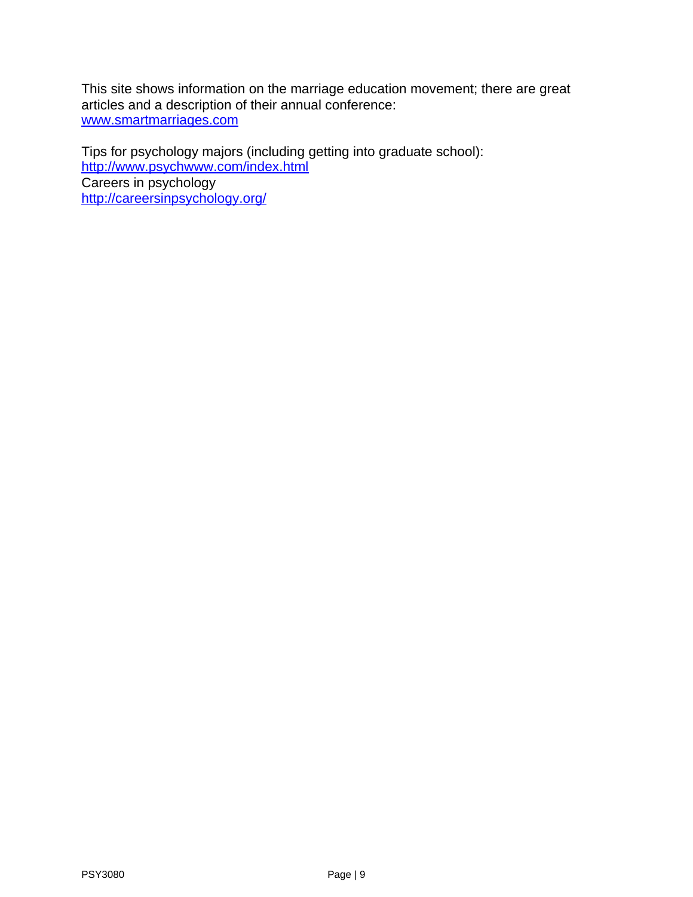This site shows information on the marriage education movement; there are great articles and a description of their annual conference:
www.smartmarriages.com

Tips for psychology majors (including getting into graduate school):
http://www.psychwww.com/index.html
Careers in psychology
http://careersinpsychology.org/